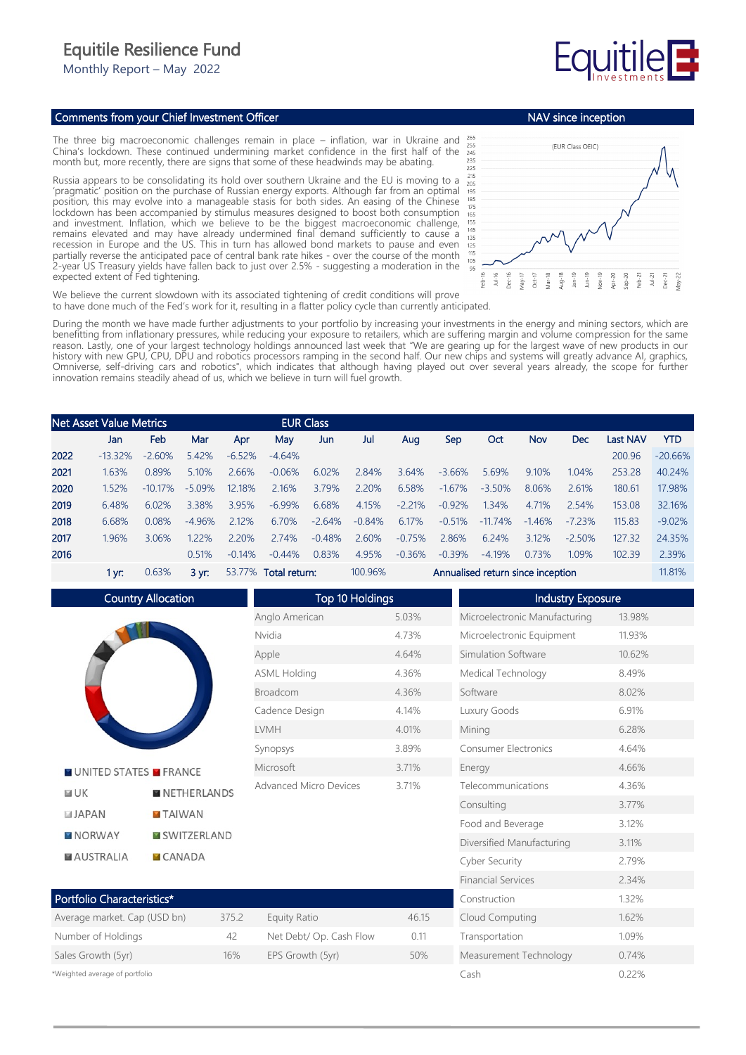# Equitile Resilience Fund

Monthly Report – May 2022

## Comments from your Chief Investment Officer

The three big macroeconomic challenges remain in place – inflation, war in Ukraine and China's lockdown. These continued undermining market confidence in the first half of the month but, more recently, there are signs that some of these headwinds may be abating.

Russia appears to be consolidating its hold over southern Ukraine and the EU is moving to a 'pragmatic' position on the purchase of Russian energy exports. Although far from an optimal position, this may evolve into a manageable stasis for both sides. An easing of the Chinese lockdown has been accompanied by stimulus measures designed to boost both consumption and investment. Inflation, which we believe to be the biggest macroeconomic challenge, remains elevated and may have already undermined final demand sufficiently to cause a recession in Europe and the US. This in turn has allowed bond markets to pause and even partially reverse the anticipated pace of central bank rate hikes - over the course of the month 2-year US Treasury yields have fallen back to just over 2.5% - suggesting a moderation in the expected extent of Fed tightening.

We believe the current slowdown with its associated tightening of credit conditions will prove to have done much of the Fed's work for it, resulting in a flatter policy cycle than currently anticipated.

During the month we have made further adjustments to your portfolio by increasing your investments in the energy and mining sectors, which are benefitting from inflationary pressures, while reducing your exposure to retailers, which are suffering margin and volume compression for the same reason. Lastly, one of your largest technology holdings announced last week that "We are gearing up for the largest wave of new products in our history with new GPU, CPU, DPU and robotics processors ramping in the second half. Our new chips and systems will greatly advance AI, graphics, Omniverse, self-driving cars and robotics", which indicates that although having played out over several years already, the scope for further innovation remains steadily ahead of us, which we believe in turn will fuel growth.

## NAV since inception

(EUR Class OEIC)

## Net Asset Value Metrics — EUR Class

| | Jan | Feb | Mar | Apr | May | Jun | Jul | Aug | Sep | Oct | Nov | Dec | Last NAV | YTD |
|---|---|---|---|---|---|---|---|---|---|---|---|---|---|---|
| 2022 | -13.32% | -2.60% | 5.42% | -6.52% | -4.64% | | | | | | | | 200.96 | -20.66% |
| 2021 | 1.63% | 0.89% | 5.10% | 2.66% | -0.06% | 6.02% | 2.84% | 3.64% | -3.66% | 5.69% | 9.10% | 1.04% | 253.28 | 40.24% |
| 2020 | 1.52% | -10.17% | -5.09% | 12.18% | 2.16% | 3.79% | 2.20% | 6.58% | -1.67% | -3.50% | 8.06% | 2.61% | 180.61 | 17.98% |
| 2019 | 6.48% | 6.02% | 3.38% | 3.95% | -6.99% | 6.68% | 4.15% | -2.21% | -0.92% | 1.34% | 4.71% | 2.54% | 153.08 | 32.16% |
| 2018 | 6.68% | 0.08% | -4.96% | 2.12% | 6.70% | -2.64% | -0.84% | 6.17% | -0.51% | -11.74% | -1.46% | -7.23% | 115.83 | -9.02% |
| 2017 | 1.96% | 3.06% | 1.22% | 2.20% | 2.74% | -0.48% | 2.60% | -0.75% | 2.86% | 6.24% | 3.12% | -2.50% | 127.32 | 24.35% |
| 2016 | | | 0.51% | -0.14% | -0.44% | 0.83% | 4.95% | -0.36% | -0.39% | -4.19% | 0.73% | 1.09% | 102.39 | 2.39% |

1 yr: 0.63% | 3 yr: 53.77% | Total return: 100.96% | Annualised return since inception: 11.81%

## Country Allocation

UNITED STATES, FRANCE, UK, NETHERLANDS, JAPAN, TAIWAN, NORWAY, SWITZERLAND, AUSTRALIA, CANADA

## Top 10 Holdings

| Holding | Weight |
|---|---|
| Anglo American | 5.03% |
| Nvidia | 4.73% |
| Apple | 4.64% |
| ASML Holding | 4.36% |
| Broadcom | 4.36% |
| Cadence Design | 4.14% |
| LVMH | 4.01% |
| Synopsys | 3.89% |
| Microsoft | 3.71% |
| Advanced Micro Devices | 3.71% |

## Industry Exposure

| Industry | Weight |
|---|---|
| Microelectronic Manufacturing | 13.98% |
| Microelectronic Equipment | 11.93% |
| Simulation Software | 10.62% |
| Medical Technology | 8.49% |
| Software | 8.02% |
| Luxury Goods | 6.91% |
| Mining | 6.28% |
| Consumer Electronics | 4.64% |
| Energy | 4.66% |
| Telecommunications | 4.36% |
| Consulting | 3.77% |
| Food and Beverage | 3.12% |
| Diversified Manufacturing | 3.11% |
| Cyber Security | 2.79% |
| Financial Services | 2.34% |
| Construction | 1.32% |
| Cloud Computing | 1.62% |
| Transportation | 1.09% |
| Measurement Technology | 0.74% |
| Cash | 0.22% |

## Portfolio Characteristics*

| | | | |
|---|---|---|---|
| Average market. Cap (USD bn) | 375.2 | Equity Ratio | 46.15 |
| Number of Holdings | 42 | Net Debt/ Op. Cash Flow | 0.11 |
| Sales Growth (5yr) | 16% | EPS Growth (5yr) | 50% |

*Weighted average of portfolio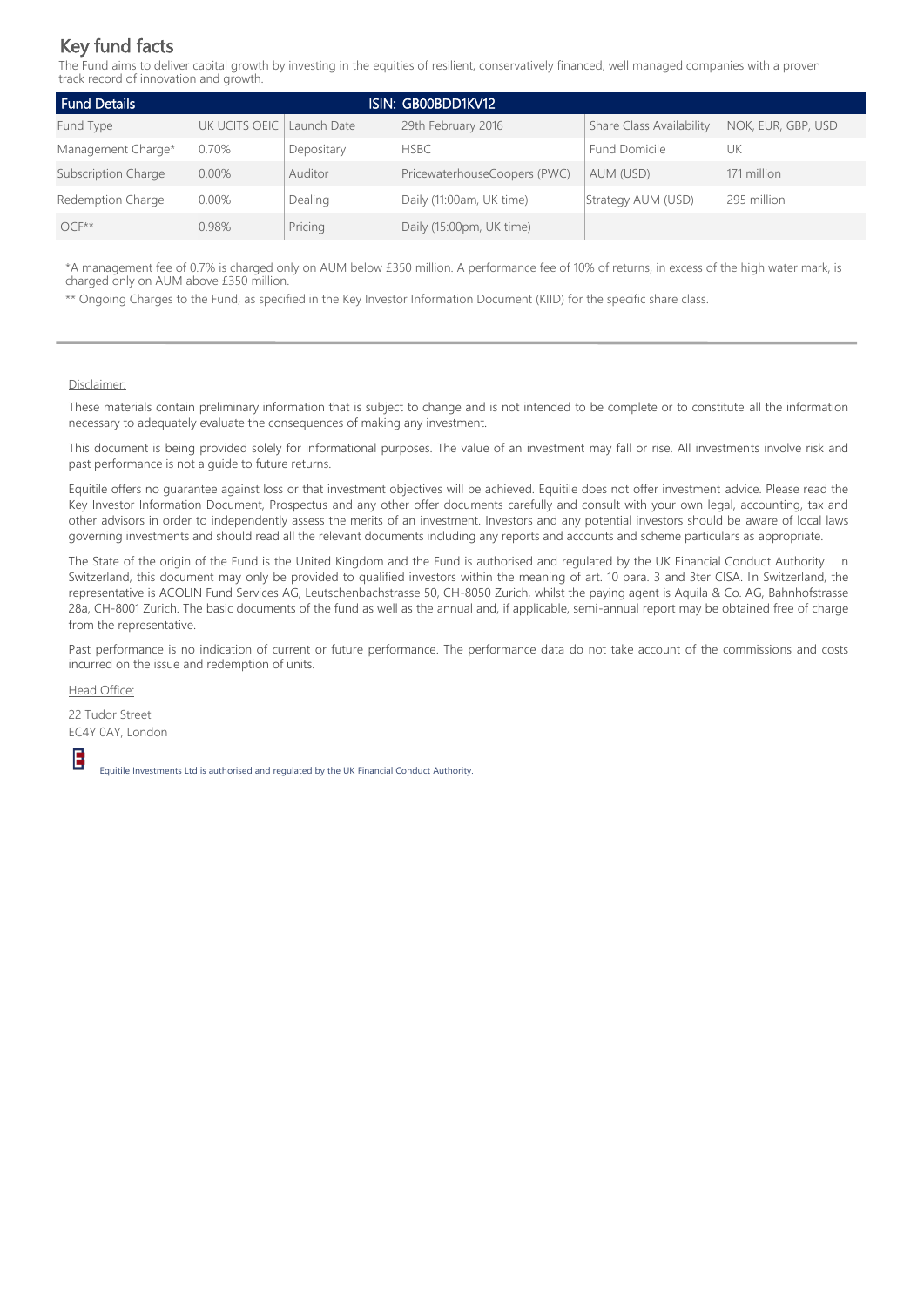# Key fund facts

The Fund aims to deliver capital growth by investing in the equities of resilient, conservatively financed, well managed companies with a proven track record of innovation and growth.

| Fund Details | | | ISIN: GB00BDD1KV12 | | |
|---|---|---|---|---|---|
| Fund Type | UK UCITS OEIC | Launch Date | 29th February 2016 | Share Class Availability | NOK, EUR, GBP, USD |
| Management Charge* | 0.70% | Depositary | HSBC | Fund Domicile | UK |
| Subscription Charge | 0.00% | Auditor | PricewaterhouseCoopers (PWC) | AUM (USD) | 171 million |
| Redemption Charge | 0.00% | Dealing | Daily (11:00am, UK time) | Strategy AUM (USD) | 295 million |
| OCF** | 0.98% | Pricing | Daily (15:00pm, UK time) | | |

*A management fee of 0.7% is charged only on AUM below £350 million. A performance fee of 10% of returns, in excess of the high water mark, is charged only on AUM above £350 million.

** Ongoing Charges to the Fund, as specified in the Key Investor Information Document (KIID) for the specific share class.

Disclaimer:

These materials contain preliminary information that is subject to change and is not intended to be complete or to constitute all the information necessary to adequately evaluate the consequences of making any investment.

This document is being provided solely for informational purposes. The value of an investment may fall or rise. All investments involve risk and past performance is not a guide to future returns.

Equitile offers no guarantee against loss or that investment objectives will be achieved. Equitile does not offer investment advice. Please read the Key Investor Information Document, Prospectus and any other offer documents carefully and consult with your own legal, accounting, tax and other advisors in order to independently assess the merits of an investment. Investors and any potential investors should be aware of local laws governing investments and should read all the relevant documents including any reports and accounts and scheme particulars as appropriate.

The State of the origin of the Fund is the United Kingdom and the Fund is authorised and regulated by the UK Financial Conduct Authority. . In Switzerland, this document may only be provided to qualified investors within the meaning of art. 10 para. 3 and 3ter CISA. In Switzerland, the representative is ACOLIN Fund Services AG, Leutschenbachstrasse 50, CH-8050 Zurich, whilst the paying agent is Aquila & Co. AG, Bahnhofstrasse 28a, CH-8001 Zurich. The basic documents of the fund as well as the annual and, if applicable, semi-annual report may be obtained free of charge from the representative.

Past performance is no indication of current or future performance. The performance data do not take account of the commissions and costs incurred on the issue and redemption of units.

Head Office:

22 Tudor Street
EC4Y 0AY, London

Equitile Investments Ltd is authorised and regulated by the UK Financial Conduct Authority.